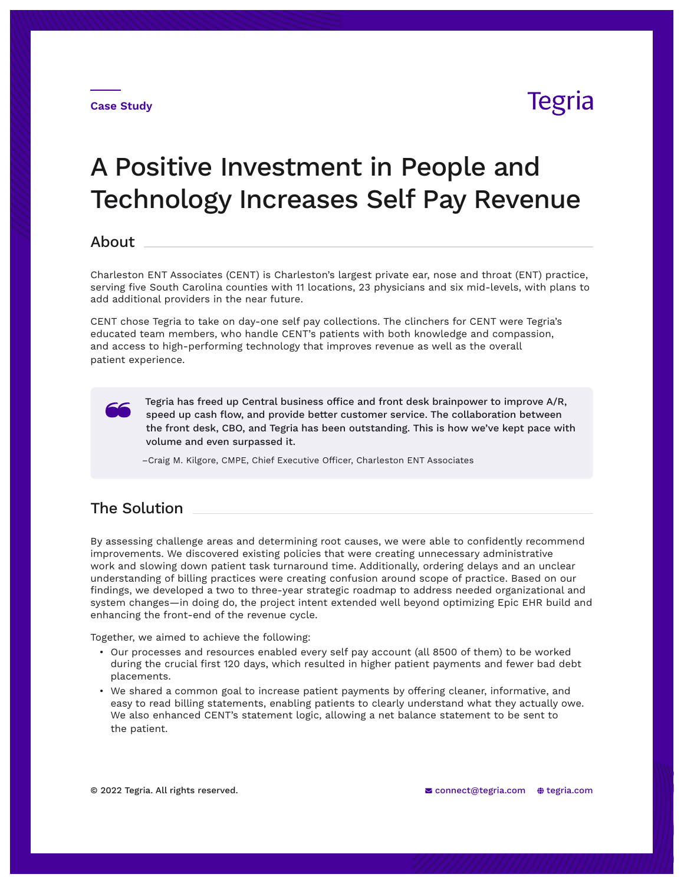Case Study

Tegria

# A Positive Investment in People and Technology Increases Self Pay Revenue

## About

Charleston ENT Associates (CENT) is Charleston's largest private ear, nose and throat (ENT) practice, serving five South Carolina counties with 11 locations, 23 physicians and six mid-levels, with plans to add additional providers in the near future.

CENT chose Tegria to take on day-one self pay collections. The clinchers for CENT were Tegria's educated team members, who handle CENT's patients with both knowledge and compassion, and access to high-performing technology that improves revenue as well as the overall patient experience.

> **Tegria has freed up Central business office and front desk brainpower to improve A/R, speed up cash flow, and provide better customer service. The collaboration between the front desk, CBO, and Tegria has been outstanding. This is how we've kept pace with volume and even surpassed it.**
>
> –Craig M. Kilgore, CMPE, Chief Executive Officer, Charleston ENT Associates

## The Solution

By assessing challenge areas and determining root causes, we were able to confidently recommend improvements. We discovered existing policies that were creating unnecessary administrative work and slowing down patient task turnaround time. Additionally, ordering delays and an unclear understanding of billing practices were creating confusion around scope of practice. Based on our findings, we developed a two to three-year strategic roadmap to address needed organizational and system changes—in doing do, the project intent extended well beyond optimizing Epic EHR build and enhancing the front-end of the revenue cycle.

Together, we aimed to achieve the following:

- Our processes and resources enabled every self pay account (all 8500 of them) to be worked during the crucial first 120 days, which resulted in higher patient payments and fewer bad debt placements.
- We shared a common goal to increase patient payments by offering cleaner, informative, and easy to read billing statements, enabling patients to clearly understand what they actually owe. We also enhanced CENT's statement logic, allowing a net balance statement to be sent to the patient.

© 2022 Tegria. All rights reserved. connect@tegria.com tegria.com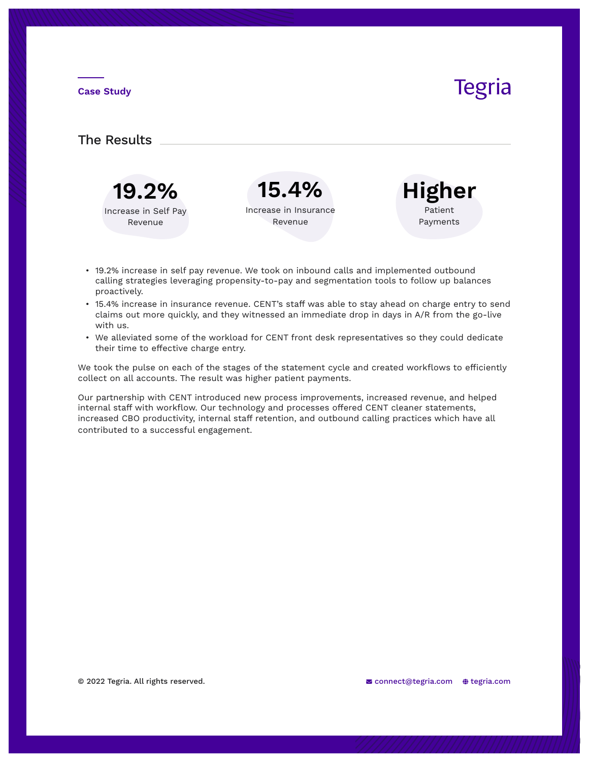Case Study

Tegria

## The Results

**19.2%**
Increase in Self Pay Revenue

**15.4%**
Increase in Insurance Revenue

**Higher**
Patient Payments

- 19.2% increase in self pay revenue. We took on inbound calls and implemented outbound calling strategies leveraging propensity-to-pay and segmentation tools to follow up balances proactively.
- 15.4% increase in insurance revenue. CENT's staff was able to stay ahead on charge entry to send claims out more quickly, and they witnessed an immediate drop in days in A/R from the go-live with us.
- We alleviated some of the workload for CENT front desk representatives so they could dedicate their time to effective charge entry.

We took the pulse on each of the stages of the statement cycle and created workflows to efficiently collect on all accounts. The result was higher patient payments.

Our partnership with CENT introduced new process improvements, increased revenue, and helped internal staff with workflow. Our technology and processes offered CENT cleaner statements, increased CBO productivity, internal staff retention, and outbound calling practices which have all contributed to a successful engagement.

© 2022 Tegria. All rights reserved.

connect@tegria.com tegria.com